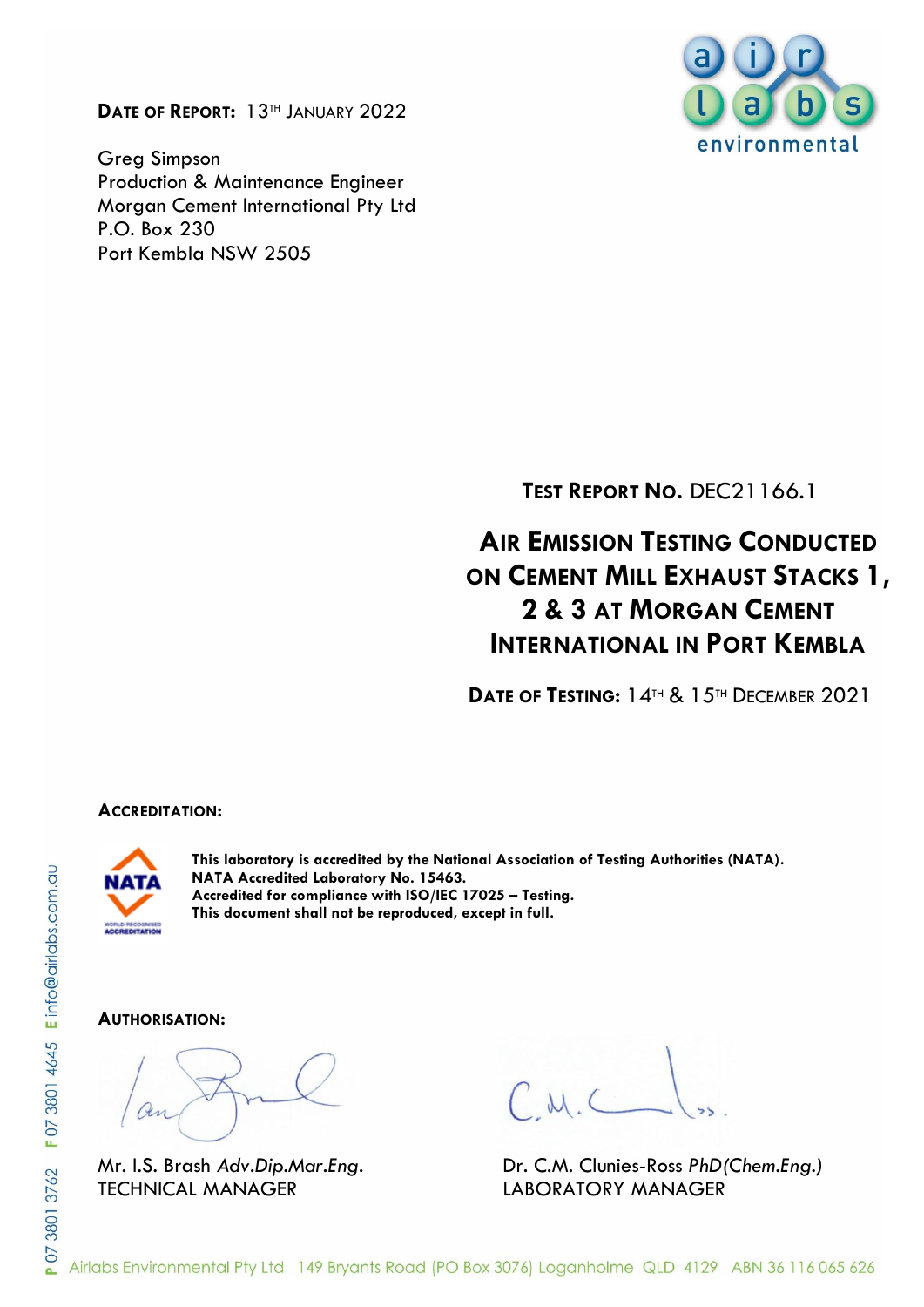**Date of Report:** 13th January 2022

Greg Simpson
Production & Maintenance Engineer
Morgan Cement International Pty Ltd
P.O. Box 230
Port Kembla NSW 2505

**Test Report No.** DEC21166.1

# Air Emission Testing Conducted on Cement Mill Exhaust Stacks 1, 2 & 3 at Morgan Cement International in Port Kembla

**Date of Testing:** 14th & 15th December 2021

**Accreditation:**

**This laboratory is accredited by the National Association of Testing Authorities (NATA).**
**NATA Accredited Laboratory No. 15463.**
**Accredited for compliance with ISO/IEC 17025 – Testing.**
**This document shall not be reproduced, except in full.**

**Authorisation:**

Mr. I.S. Brash *Adv.Dip.Mar.Eng.*
TECHNICAL MANAGER

Dr. C.M. Clunies-Ross *PhD(Chem.Eng.)*
LABORATORY MANAGER

P 07 3801 3762 F 07 3801 4645 E info@airlabs.com.au

Airlabs Environmental Pty Ltd 149 Bryants Road (PO Box 3076) Loganholme QLD 4129 ABN 36 116 065 626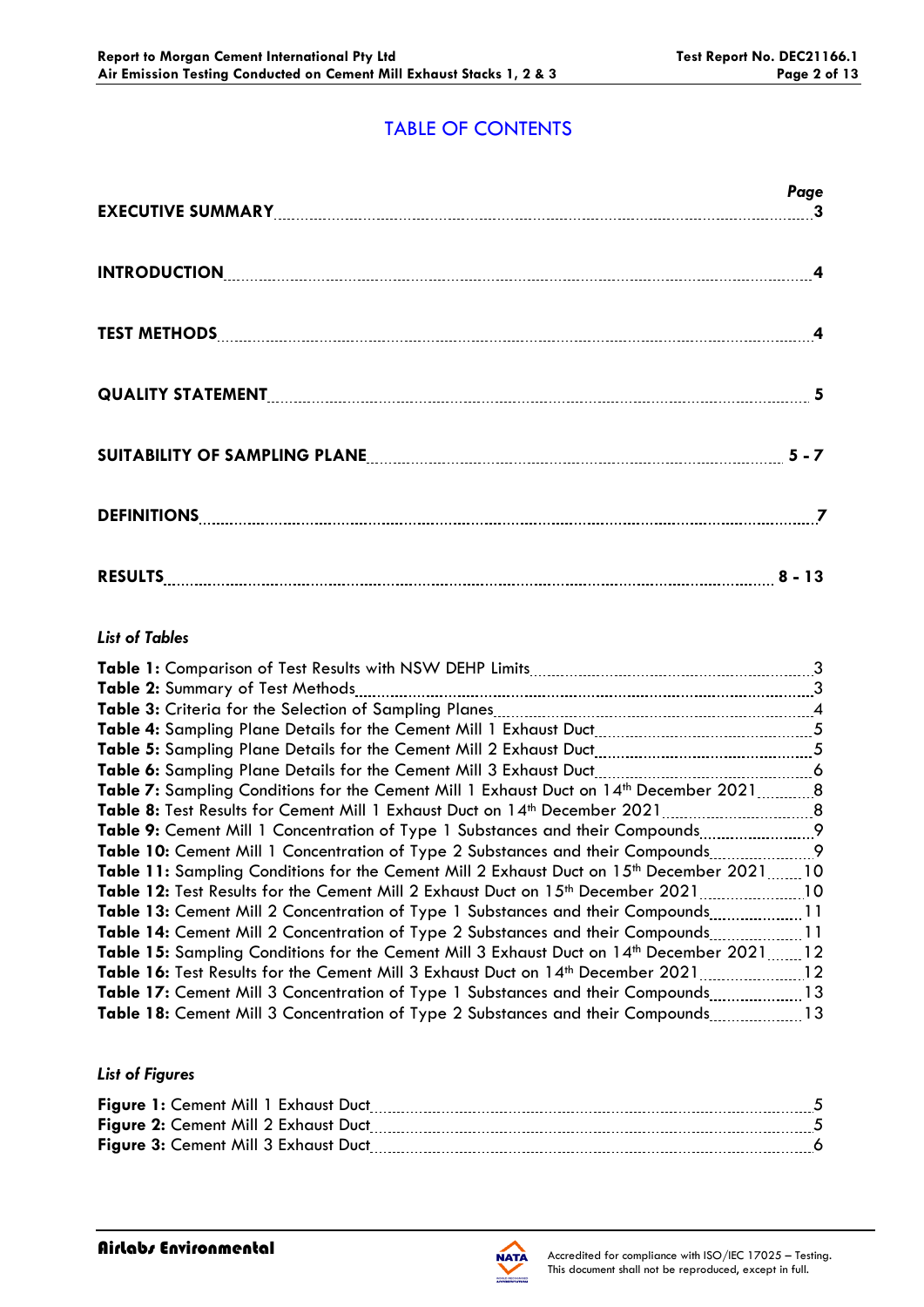# TABLE OF CONTENTS

| | Page |
|---|---|
| **EXECUTIVE SUMMARY** | **3** |
| **INTRODUCTION** | **4** |
| **TEST METHODS** | **4** |
| **QUALITY STATEMENT** | **5** |
| **SUITABILITY OF SAMPLING PLANE** | **5 - 7** |
| **DEFINITIONS** | **7** |
| **RESULTS** | **8 - 13** |

*List of Tables*

| | |
|---|---|
| **Table 1:** Comparison of Test Results with NSW DEHP Limits | 3 |
| **Table 2:** Summary of Test Methods | 3 |
| **Table 3:** Criteria for the Selection of Sampling Planes | 4 |
| **Table 4:** Sampling Plane Details for the Cement Mill 1 Exhaust Duct | 5 |
| **Table 5:** Sampling Plane Details for the Cement Mill 2 Exhaust Duct | 5 |
| **Table 6:** Sampling Plane Details for the Cement Mill 3 Exhaust Duct | 6 |
| **Table 7:** Sampling Conditions for the Cement Mill 1 Exhaust Duct on 14th December 2021 | 8 |
| **Table 8:** Test Results for Cement Mill 1 Exhaust Duct on 14th December 2021 | 8 |
| **Table 9:** Cement Mill 1 Concentration of Type 1 Substances and their Compounds | 9 |
| **Table 10:** Cement Mill 1 Concentration of Type 2 Substances and their Compounds | 9 |
| **Table 11:** Sampling Conditions for the Cement Mill 2 Exhaust Duct on 15th December 2021 | 10 |
| **Table 12:** Test Results for the Cement Mill 2 Exhaust Duct on 15th December 2021 | 10 |
| **Table 13:** Cement Mill 2 Concentration of Type 1 Substances and their Compounds | 11 |
| **Table 14:** Cement Mill 2 Concentration of Type 2 Substances and their Compounds | 11 |
| **Table 15:** Sampling Conditions for the Cement Mill 3 Exhaust Duct on 14th December 2021 | 12 |
| **Table 16:** Test Results for the Cement Mill 3 Exhaust Duct on 14th December 2021 | 12 |
| **Table 17:** Cement Mill 3 Concentration of Type 1 Substances and their Compounds | 13 |
| **Table 18:** Cement Mill 3 Concentration of Type 2 Substances and their Compounds | 13 |

*List of Figures*

| | |
|---|---|
| **Figure 1:** Cement Mill 1 Exhaust Duct | 5 |
| **Figure 2:** Cement Mill 2 Exhaust Duct | 5 |
| **Figure 3:** Cement Mill 3 Exhaust Duct | 6 |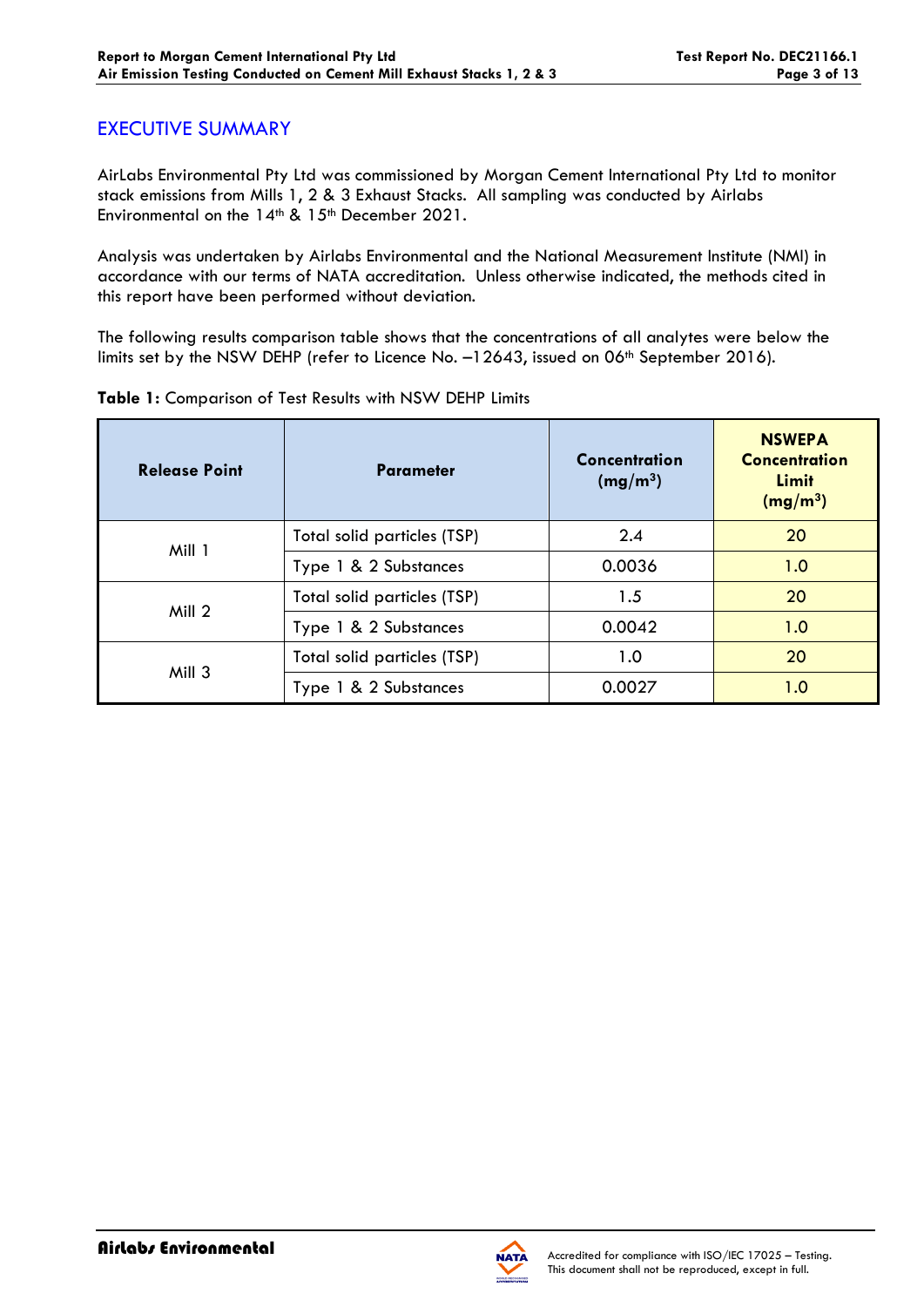## EXECUTIVE SUMMARY

AirLabs Environmental Pty Ltd was commissioned by Morgan Cement International Pty Ltd to monitor stack emissions from Mills 1, 2 & 3 Exhaust Stacks. All sampling was conducted by Airlabs Environmental on the 14th & 15th December 2021.

Analysis was undertaken by Airlabs Environmental and the National Measurement Institute (NMI) in accordance with our terms of NATA accreditation. Unless otherwise indicated, the methods cited in this report have been performed without deviation.

The following results comparison table shows that the concentrations of all analytes were below the limits set by the NSW DEHP (refer to Licence No. –12643, issued on 06th September 2016).

**Table 1:** Comparison of Test Results with NSW DEHP Limits

| Release Point | Parameter | Concentration (mg/m$^3$) | NSWEPA Concentration Limit (mg/m$^3$) |
|---|---|---|---|
| Mill 1 | Total solid particles (TSP) | 2.4 | 20 |
| | Type 1 & 2 Substances | 0.0036 | 1.0 |
| Mill 2 | Total solid particles (TSP) | 1.5 | 20 |
| | Type 1 & 2 Substances | 0.0042 | 1.0 |
| Mill 3 | Total solid particles (TSP) | 1.0 | 20 |
| | Type 1 & 2 Substances | 0.0027 | 1.0 |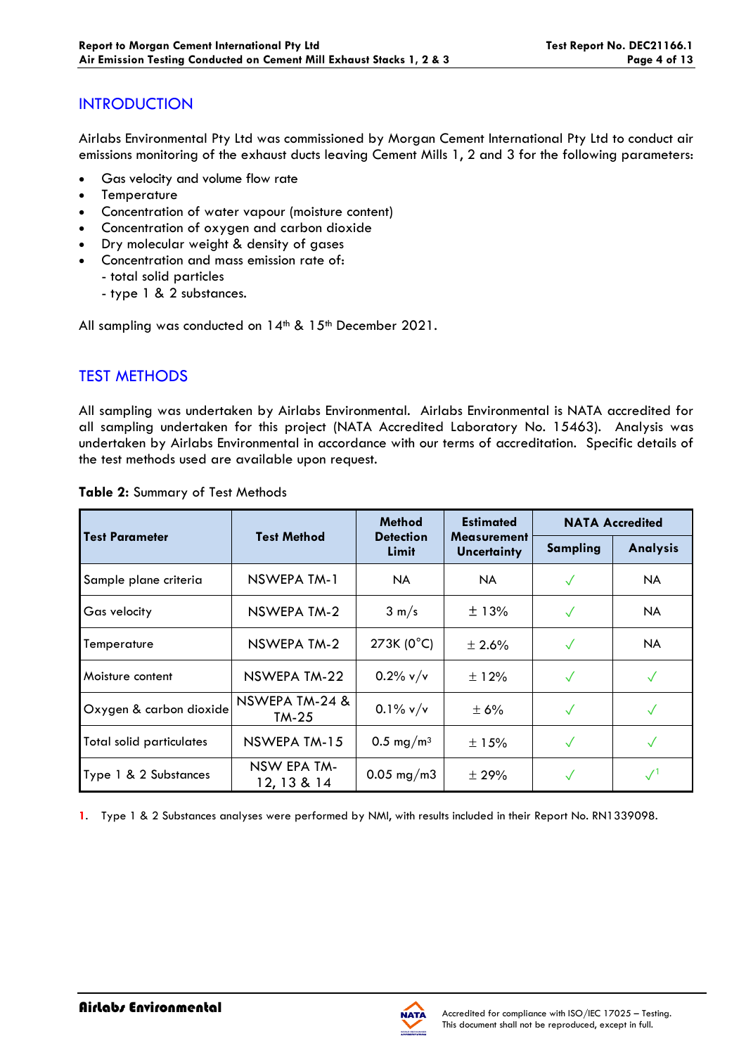## INTRODUCTION

Airlabs Environmental Pty Ltd was commissioned by Morgan Cement International Pty Ltd to conduct air emissions monitoring of the exhaust ducts leaving Cement Mills 1, 2 and 3 for the following parameters:

- Gas velocity and volume flow rate
- Temperature
- Concentration of water vapour (moisture content)
- Concentration of oxygen and carbon dioxide
- Dry molecular weight & density of gases
- Concentration and mass emission rate of:
  - total solid particles
  - type 1 & 2 substances.

All sampling was conducted on 14th & 15th December 2021.

## TEST METHODS

All sampling was undertaken by Airlabs Environmental. Airlabs Environmental is NATA accredited for all sampling undertaken for this project (NATA Accredited Laboratory No. 15463). Analysis was undertaken by Airlabs Environmental in accordance with our terms of accreditation. Specific details of the test methods used are available upon request.

**Table 2:** Summary of Test Methods

| Test Parameter | Test Method | Method Detection Limit | Estimated Measurement Uncertainty | NATA Accredited | |
|---|---|---|---|---|---|
| | | | | Sampling | Analysis |
| Sample plane criteria | NSWEPA TM-1 | NA | NA | ✓ | NA |
| Gas velocity | NSWEPA TM-2 | 3 m/s | ± 13% | ✓ | NA |
| Temperature | NSWEPA TM-2 | 273K (0°C) | ± 2.6% | ✓ | NA |
| Moisture content | NSWEPA TM-22 | 0.2% v/v | ± 12% | ✓ | ✓ |
| Oxygen & carbon dioxide | NSWEPA TM-24 & TM-25 | 0.1% v/v | ± 6% | ✓ | ✓ |
| Total solid particulates | NSWEPA TM-15 | 0.5 mg/m$^3$ | ± 15% | ✓ | ✓ |
| Type 1 & 2 Substances | NSW EPA TM-12, 13 & 14 | 0.05 mg/m3 | ± 29% | ✓ | ✓[1] |

1. Type 1 & 2 Substances analyses were performed by NMI, with results included in their Report No. RN1339098.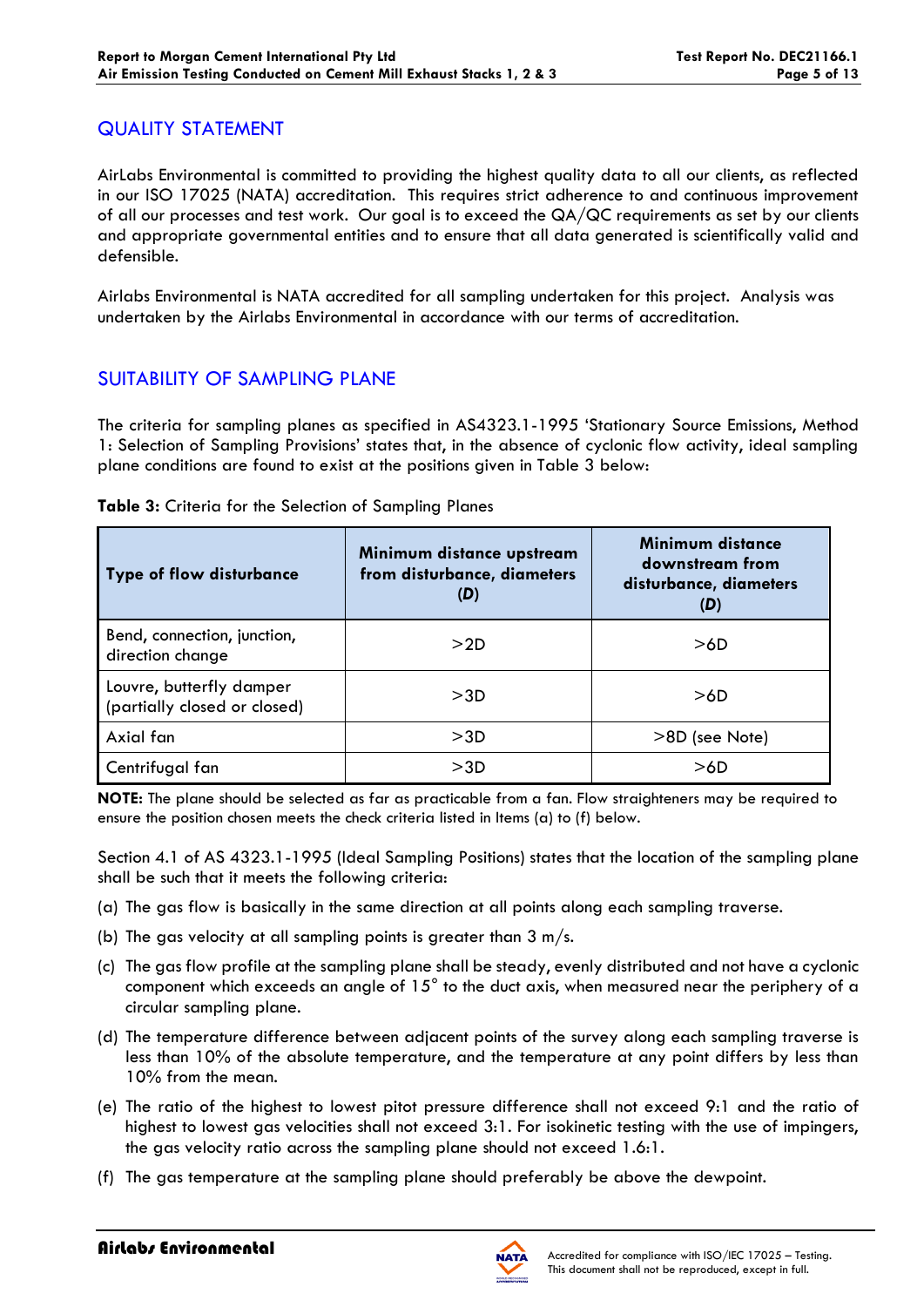## QUALITY STATEMENT

AirLabs Environmental is committed to providing the highest quality data to all our clients, as reflected in our ISO 17025 (NATA) accreditation. This requires strict adherence to and continuous improvement of all our processes and test work. Our goal is to exceed the QA/QC requirements as set by our clients and appropriate governmental entities and to ensure that all data generated is scientifically valid and defensible.

Airlabs Environmental is NATA accredited for all sampling undertaken for this project. Analysis was undertaken by the Airlabs Environmental in accordance with our terms of accreditation.

## SUITABILITY OF SAMPLING PLANE

The criteria for sampling planes as specified in AS4323.1-1995 'Stationary Source Emissions, Method 1: Selection of Sampling Provisions' states that, in the absence of cyclonic flow activity, ideal sampling plane conditions are found to exist at the positions given in Table 3 below:

**Table 3:** Criteria for the Selection of Sampling Planes

| Type of flow disturbance | Minimum distance upstream from disturbance, diameters (*D*) | Minimum distance downstream from disturbance, diameters (*D*) |
|---|---|---|
| Bend, connection, junction, direction change | >2D | >6D |
| Louvre, butterfly damper (partially closed or closed) | >3D | >6D |
| Axial fan | >3D | >8D (see Note) |
| Centrifugal fan | >3D | >6D |

**NOTE:** The plane should be selected as far as practicable from a fan. Flow straighteners may be required to ensure the position chosen meets the check criteria listed in Items (a) to (f) below.

Section 4.1 of AS 4323.1-1995 (Ideal Sampling Positions) states that the location of the sampling plane shall be such that it meets the following criteria:

(a) The gas flow is basically in the same direction at all points along each sampling traverse.

(b) The gas velocity at all sampling points is greater than 3 m/s.

(c) The gas flow profile at the sampling plane shall be steady, evenly distributed and not have a cyclonic component which exceeds an angle of 15° to the duct axis, when measured near the periphery of a circular sampling plane.

(d) The temperature difference between adjacent points of the survey along each sampling traverse is less than 10% of the absolute temperature, and the temperature at any point differs by less than 10% from the mean.

(e) The ratio of the highest to lowest pitot pressure difference shall not exceed 9:1 and the ratio of highest to lowest gas velocities shall not exceed 3:1. For isokinetic testing with the use of impingers, the gas velocity ratio across the sampling plane should not exceed 1.6:1.

(f) The gas temperature at the sampling plane should preferably be above the dewpoint.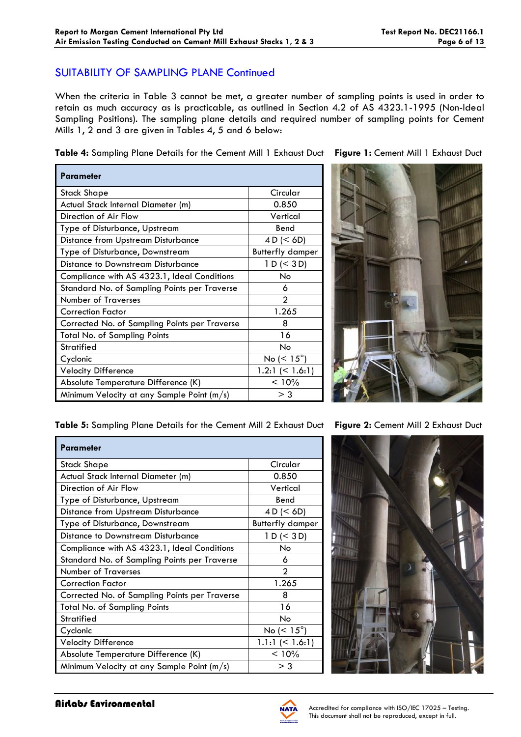## SUITABILITY OF SAMPLING PLANE Continued

When the criteria in Table 3 cannot be met, a greater number of sampling points is used in order to retain as much accuracy as is practicable, as outlined in Section 4.2 of AS 4323.1-1995 (Non-Ideal Sampling Positions). The sampling plane details and required number of sampling points for Cement Mills 1, 2 and 3 are given in Tables 4, 5 and 6 below:

**Table 4:** Sampling Plane Details for the Cement Mill 1 Exhaust Duct

| Parameter | |
|---|---|
| Stack Shape | Circular |
| Actual Stack Internal Diameter (m) | 0.850 |
| Direction of Air Flow | Vertical |
| Type of Disturbance, Upstream | Bend |
| Distance from Upstream Disturbance | 4 D (< 6D) |
| Type of Disturbance, Downstream | Butterfly damper |
| Distance to Downstream Disturbance | 1 D (< 3 D) |
| Compliance with AS 4323.1, Ideal Conditions | No |
| Standard No. of Sampling Points per Traverse | 6 |
| Number of Traverses | 2 |
| Correction Factor | 1.265 |
| Corrected No. of Sampling Points per Traverse | 8 |
| Total No. of Sampling Points | 16 |
| Stratified | No |
| Cyclonic | No (< 15°) |
| Velocity Difference | 1.2:1 (< 1.6:1) |
| Absolute Temperature Difference (K) | < 10% |
| Minimum Velocity at any Sample Point (m/s) | > 3 |

**Figure 1:** Cement Mill 1 Exhaust Duct

**Table 5:** Sampling Plane Details for the Cement Mill 2 Exhaust Duct

| Parameter | |
|---|---|
| Stack Shape | Circular |
| Actual Stack Internal Diameter (m) | 0.850 |
| Direction of Air Flow | Vertical |
| Type of Disturbance, Upstream | Bend |
| Distance from Upstream Disturbance | 4 D (< 6D) |
| Type of Disturbance, Downstream | Butterfly damper |
| Distance to Downstream Disturbance | 1 D (< 3 D) |
| Compliance with AS 4323.1, Ideal Conditions | No |
| Standard No. of Sampling Points per Traverse | 6 |
| Number of Traverses | 2 |
| Correction Factor | 1.265 |
| Corrected No. of Sampling Points per Traverse | 8 |
| Total No. of Sampling Points | 16 |
| Stratified | No |
| Cyclonic | No (< 15°) |
| Velocity Difference | 1.1:1 (< 1.6:1) |
| Absolute Temperature Difference (K) | < 10% |
| Minimum Velocity at any Sample Point (m/s) | > 3 |

**Figure 2:** Cement Mill 2 Exhaust Duct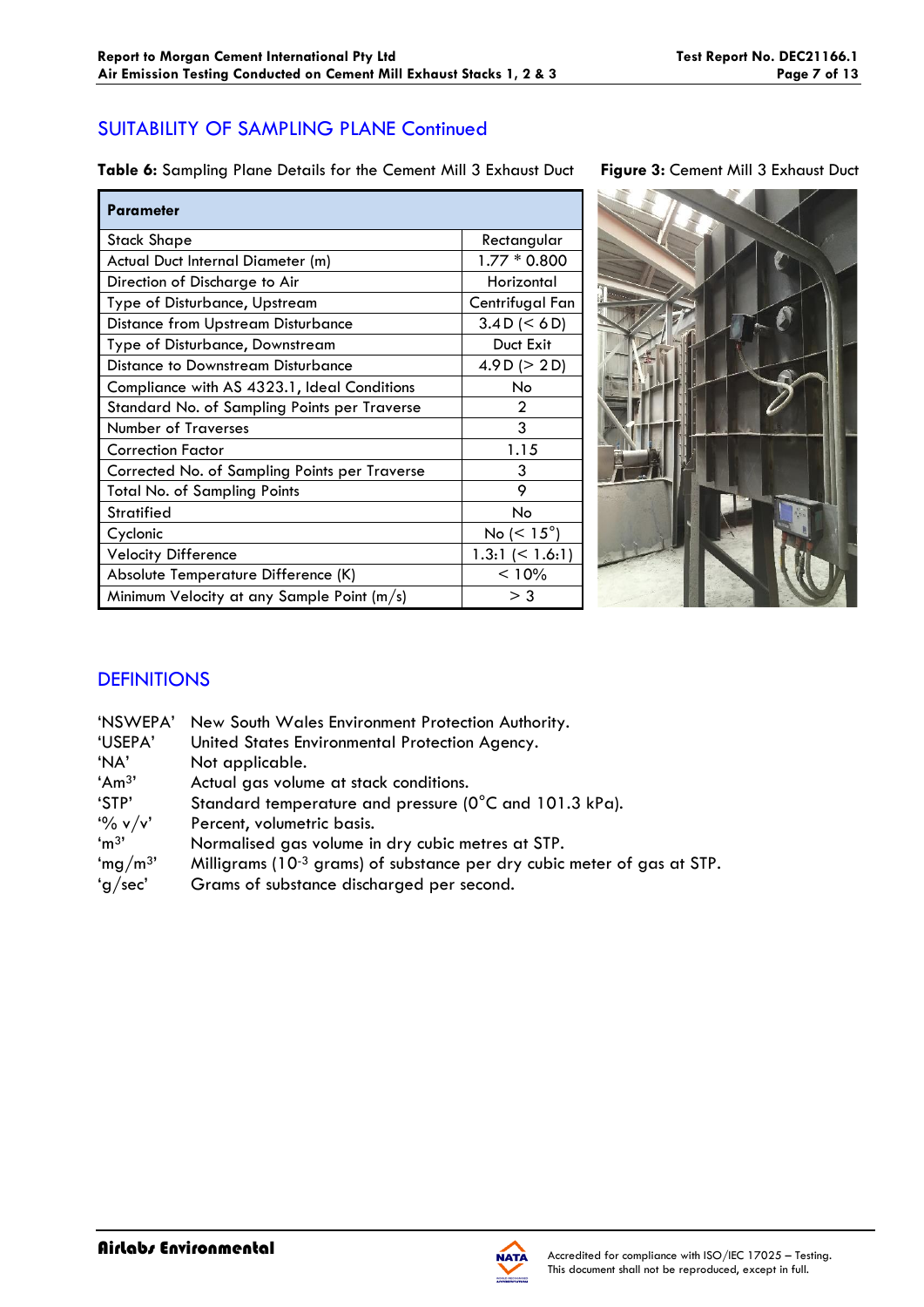## SUITABILITY OF SAMPLING PLANE Continued

**Table 6:** Sampling Plane Details for the Cement Mill 3 Exhaust Duct

| Parameter | |
|---|---|
| Stack Shape | Rectangular |
| Actual Duct Internal Diameter (m) | 1.77 * 0.800 |
| Direction of Discharge to Air | Horizontal |
| Type of Disturbance, Upstream | Centrifugal Fan |
| Distance from Upstream Disturbance | 3.4 D (< 6 D) |
| Type of Disturbance, Downstream | Duct Exit |
| Distance to Downstream Disturbance | 4.9 D (> 2 D) |
| Compliance with AS 4323.1, Ideal Conditions | No |
| Standard No. of Sampling Points per Traverse | 2 |
| Number of Traverses | 3 |
| Correction Factor | 1.15 |
| Corrected No. of Sampling Points per Traverse | 3 |
| Total No. of Sampling Points | 9 |
| Stratified | No |
| Cyclonic | No (< 15°) |
| Velocity Difference | 1.3:1 (< 1.6:1) |
| Absolute Temperature Difference (K) | < 10% |
| Minimum Velocity at any Sample Point (m/s) | > 3 |

**Figure 3:** Cement Mill 3 Exhaust Duct

## DEFINITIONS

- 'NSWEPA' New South Wales Environment Protection Authority.
- 'USEPA' United States Environmental Protection Agency.
- 'NA' Not applicable.
- 'Am$^3$' Actual gas volume at stack conditions.
- 'STP' Standard temperature and pressure (0°C and 101.3 kPa).
- '% v/v' Percent, volumetric basis.
- 'm$^3$' Normalised gas volume in dry cubic metres at STP.
- 'mg/m$^3$' Milligrams ($10^{-3}$ grams) of substance per dry cubic meter of gas at STP.
- 'g/sec' Grams of substance discharged per second.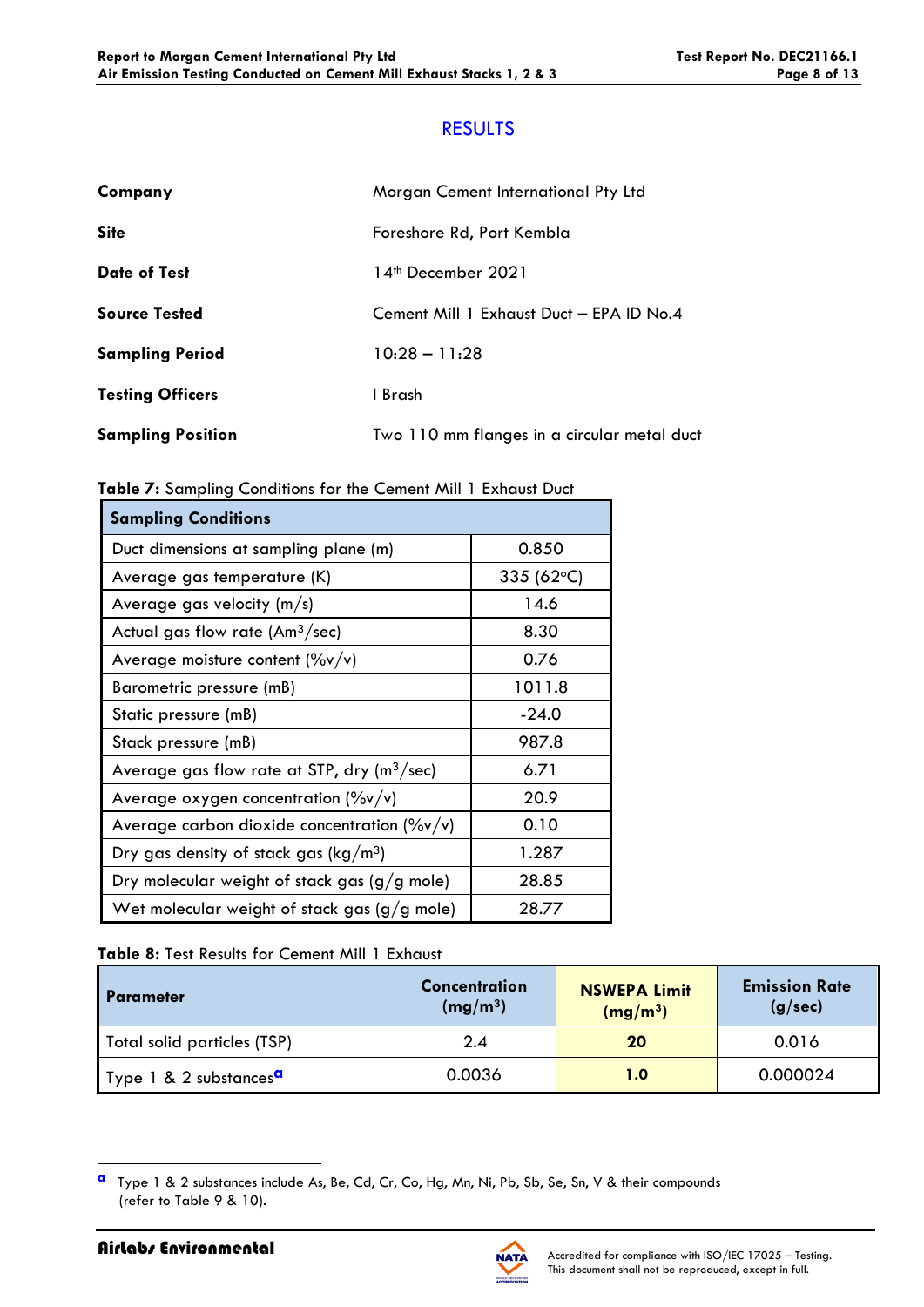## RESULTS

|  |  |
|---|---|
| **Company** | Morgan Cement International Pty Ltd |
| **Site** | Foreshore Rd, Port Kembla |
| **Date of Test** | 14th December 2021 |
| **Source Tested** | Cement Mill 1 Exhaust Duct – EPA ID No.4 |
| **Sampling Period** | 10:28 – 11:28 |
| **Testing Officers** | I Brash |
| **Sampling Position** | Two 110 mm flanges in a circular metal duct |

**Table 7:** Sampling Conditions for the Cement Mill 1 Exhaust Duct

| **Sampling Conditions** | |
|---|---|
| Duct dimensions at sampling plane (m) | 0.850 |
| Average gas temperature (K) | 335 (62°C) |
| Average gas velocity (m/s) | 14.6 |
| Actual gas flow rate ($Am^3$/sec) | 8.30 |
| Average moisture content (%v/v) | 0.76 |
| Barometric pressure (mB) | 1011.8 |
| Static pressure (mB) | -24.0 |
| Stack pressure (mB) | 987.8 |
| Average gas flow rate at STP, dry ($m^3$/sec) | 6.71 |
| Average oxygen concentration (%v/v) | 20.9 |
| Average carbon dioxide concentration (%v/v) | 0.10 |
| Dry gas density of stack gas (kg/$m^3$) | 1.287 |
| Dry molecular weight of stack gas (g/g mole) | 28.85 |
| Wet molecular weight of stack gas (g/g mole) | 28.77 |

**Table 8:** Test Results for Cement Mill 1 Exhaust

| **Parameter** | **Concentration (mg/$m^3$)** | **NSWEPA Limit (mg/$m^3$)** | **Emission Rate (g/sec)** |
|---|---|---|---|
| Total solid particles (TSP) | 2.4 | **20** | 0.016 |
| Type 1 & 2 substances[a] | 0.0036 | **1.0** | 0.000024 |

[a] Type 1 & 2 substances include As, Be, Cd, Cr, Co, Hg, Mn, Ni, Pb, Sb, Se, Sn, V & their compounds (refer to Table 9 & 10).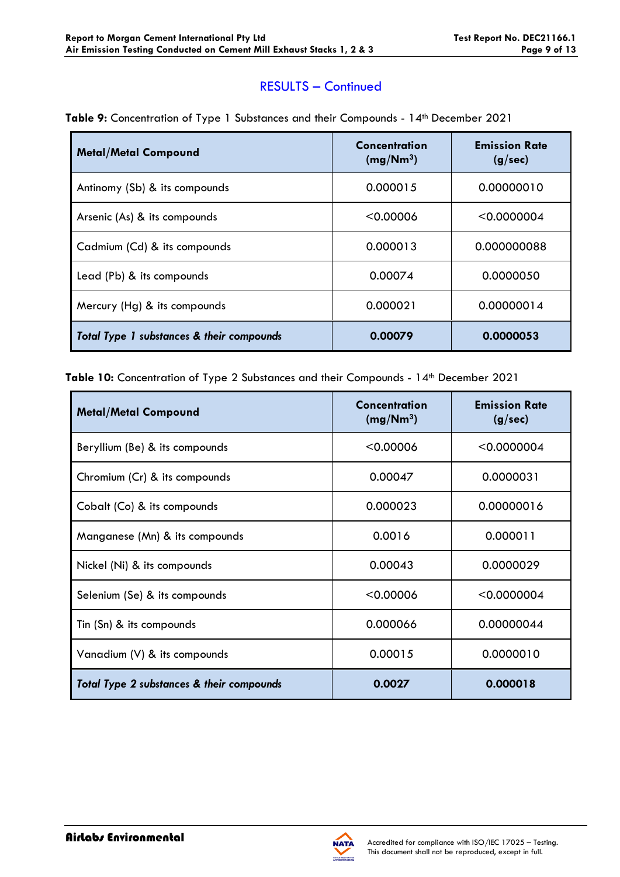## RESULTS – Continued

**Table 9:** Concentration of Type 1 Substances and their Compounds - 14th December 2021

| Metal/Metal Compound | Concentration ($mg/Nm^3$) | Emission Rate (g/sec) |
|---|---|---|
| Antimony (Sb) & its compounds | 0.000015 | 0.00000010 |
| Arsenic (As) & its compounds | <0.00006 | <0.0000004 |
| Cadmium (Cd) & its compounds | 0.000013 | 0.000000088 |
| Lead (Pb) & its compounds | 0.00074 | 0.0000050 |
| Mercury (Hg) & its compounds | 0.000021 | 0.00000014 |
| ***Total Type 1 substances & their compounds*** | **0.00079** | **0.0000053** |

**Table 10:** Concentration of Type 2 Substances and their Compounds - 14th December 2021

| Metal/Metal Compound | Concentration ($mg/Nm^3$) | Emission Rate (g/sec) |
|---|---|---|
| Beryllium (Be) & its compounds | <0.00006 | <0.0000004 |
| Chromium (Cr) & its compounds | 0.00047 | 0.0000031 |
| Cobalt (Co) & its compounds | 0.000023 | 0.00000016 |
| Manganese (Mn) & its compounds | 0.0016 | 0.000011 |
| Nickel (Ni) & its compounds | 0.00043 | 0.0000029 |
| Selenium (Se) & its compounds | <0.00006 | <0.0000004 |
| Tin (Sn) & its compounds | 0.000066 | 0.00000044 |
| Vanadium (V) & its compounds | 0.00015 | 0.0000010 |
| ***Total Type 2 substances & their compounds*** | **0.0027** | **0.000018** |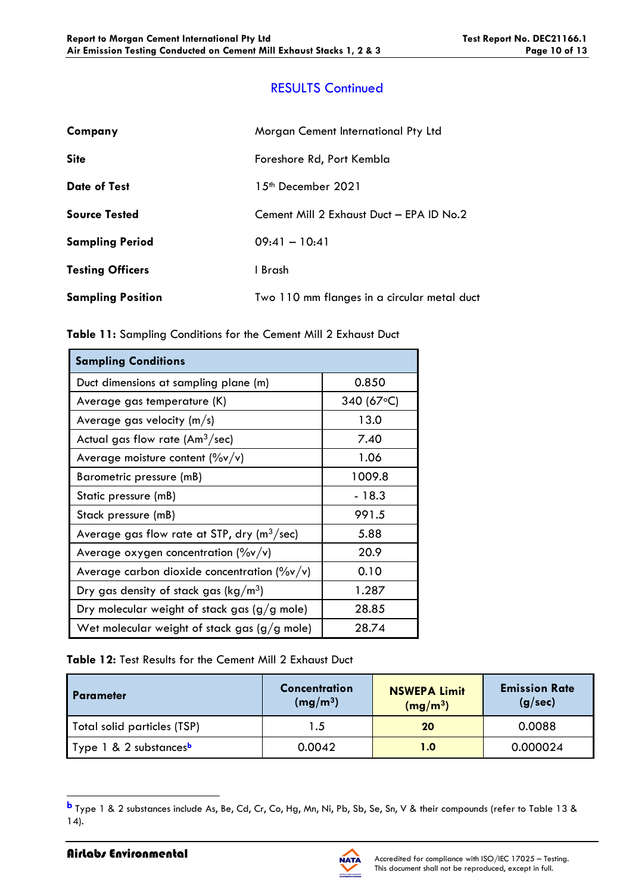## RESULTS Continued

| | |
|---|---|
| **Company** | Morgan Cement International Pty Ltd |
| **Site** | Foreshore Rd, Port Kembla |
| **Date of Test** | 15th December 2021 |
| **Source Tested** | Cement Mill 2 Exhaust Duct – EPA ID No.2 |
| **Sampling Period** | 09:41 – 10:41 |
| **Testing Officers** | I Brash |
| **Sampling Position** | Two 110 mm flanges in a circular metal duct |

**Table 11:** Sampling Conditions for the Cement Mill 2 Exhaust Duct

| **Sampling Conditions** | |
|---|---|
| Duct dimensions at sampling plane (m) | 0.850 |
| Average gas temperature (K) | 340 (67°C) |
| Average gas velocity (m/s) | 13.0 |
| Actual gas flow rate ($Am^3$/sec) | 7.40 |
| Average moisture content (%v/v) | 1.06 |
| Barometric pressure (mB) | 1009.8 |
| Static pressure (mB) | - 18.3 |
| Stack pressure (mB) | 991.5 |
| Average gas flow rate at STP, dry ($m^3$/sec) | 5.88 |
| Average oxygen concentration (%v/v) | 20.9 |
| Average carbon dioxide concentration (%v/v) | 0.10 |
| Dry gas density of stack gas ($kg/m^3$) | 1.287 |
| Dry molecular weight of stack gas (g/g mole) | 28.85 |
| Wet molecular weight of stack gas (g/g mole) | 28.74 |

**Table 12:** Test Results for the Cement Mill 2 Exhaust Duct

| **Parameter** | **Concentration ($mg/m^3$)** | **NSWEPA Limit ($mg/m^3$)** | **Emission Rate (g/sec)** |
|---|---|---|---|
| Total solid particles (TSP) | 1.5 | **20** | 0.0088 |
| Type 1 & 2 substances[b] | 0.0042 | **1.0** | 0.000024 |

[b] Type 1 & 2 substances include As, Be, Cd, Cr, Co, Hg, Mn, Ni, Pb, Sb, Se, Sn, V & their compounds (refer to Table 13 & 14).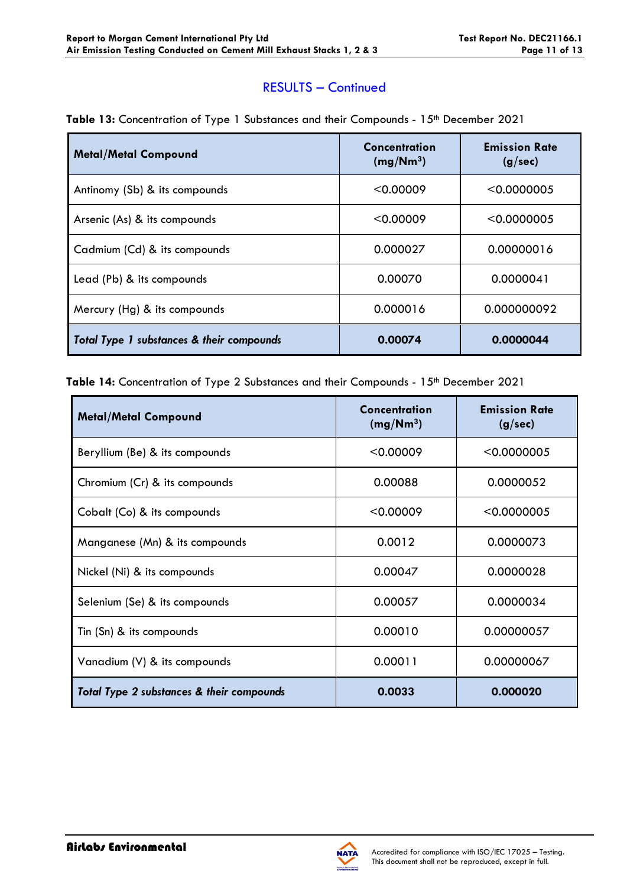## RESULTS – Continued

**Table 13:** Concentration of Type 1 Substances and their Compounds - 15th December 2021

| Metal/Metal Compound | Concentration ($mg/Nm^3$) | Emission Rate (g/sec) |
|---|---|---|
| Antimony (Sb) & its compounds | <0.00009 | <0.0000005 |
| Arsenic (As) & its compounds | <0.00009 | <0.0000005 |
| Cadmium (Cd) & its compounds | 0.000027 | 0.00000016 |
| Lead (Pb) & its compounds | 0.00070 | 0.0000041 |
| Mercury (Hg) & its compounds | 0.000016 | 0.000000092 |
| ***Total Type 1 substances & their compounds*** | **0.00074** | **0.0000044** |

**Table 14:** Concentration of Type 2 Substances and their Compounds - 15th December 2021

| Metal/Metal Compound | Concentration ($mg/Nm^3$) | Emission Rate (g/sec) |
|---|---|---|
| Beryllium (Be) & its compounds | <0.00009 | <0.0000005 |
| Chromium (Cr) & its compounds | 0.00088 | 0.0000052 |
| Cobalt (Co) & its compounds | <0.00009 | <0.0000005 |
| Manganese (Mn) & its compounds | 0.0012 | 0.0000073 |
| Nickel (Ni) & its compounds | 0.00047 | 0.0000028 |
| Selenium (Se) & its compounds | 0.00057 | 0.0000034 |
| Tin (Sn) & its compounds | 0.00010 | 0.00000057 |
| Vanadium (V) & its compounds | 0.00011 | 0.00000067 |
| ***Total Type 2 substances & their compounds*** | **0.0033** | **0.000020** |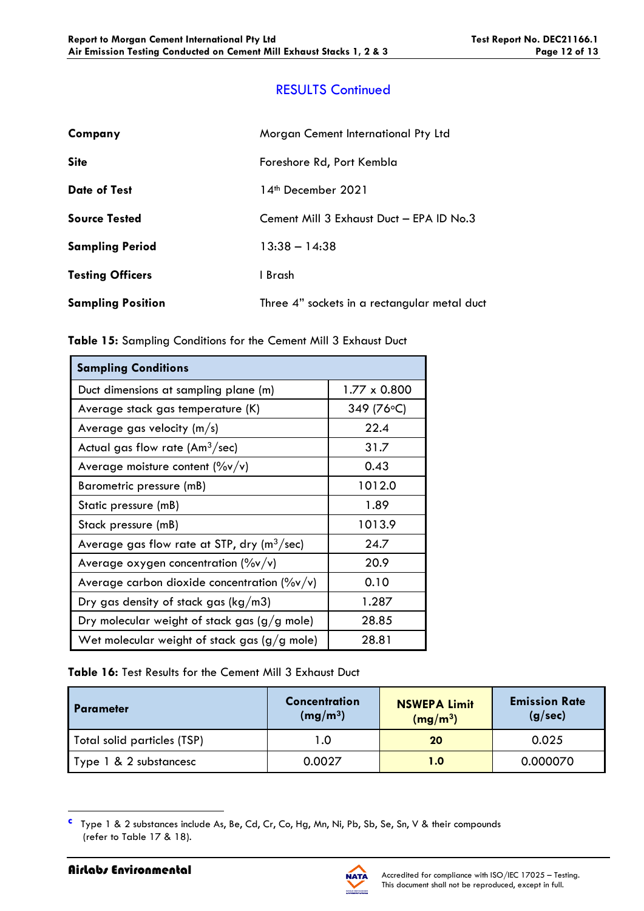## RESULTS Continued

| | |
|---|---|
| **Company** | Morgan Cement International Pty Ltd |
| **Site** | Foreshore Rd, Port Kembla |
| **Date of Test** | 14th December 2021 |
| **Source Tested** | Cement Mill 3 Exhaust Duct – EPA ID No.3 |
| **Sampling Period** | 13:38 – 14:38 |
| **Testing Officers** | I Brash |
| **Sampling Position** | Three 4" sockets in a rectangular metal duct |

**Table 15:** Sampling Conditions for the Cement Mill 3 Exhaust Duct

| **Sampling Conditions** | |
|---|---|
| Duct dimensions at sampling plane (m) | 1.77 x 0.800 |
| Average stack gas temperature (K) | 349 (76°C) |
| Average gas velocity (m/s) | 22.4 |
| Actual gas flow rate ($Am^3$/sec) | 31.7 |
| Average moisture content (%v/v) | 0.43 |
| Barometric pressure (mB) | 1012.0 |
| Static pressure (mB) | 1.89 |
| Stack pressure (mB) | 1013.9 |
| Average gas flow rate at STP, dry ($m^3$/sec) | 24.7 |
| Average oxygen concentration (%v/v) | 20.9 |
| Average carbon dioxide concentration (%v/v) | 0.10 |
| Dry gas density of stack gas (kg/m3) | 1.287 |
| Dry molecular weight of stack gas (g/g mole) | 28.85 |
| Wet molecular weight of stack gas (g/g mole) | 28.81 |

**Table 16:** Test Results for the Cement Mill 3 Exhaust Duct

| Parameter | Concentration ($mg/m^3$) | NSWEPA Limit ($mg/m^3$) | Emission Rate (g/sec) |
|---|---|---|---|
| Total solid particles (TSP) | 1.0 | **20** | 0.025 |
| Type 1 & 2 substances[c] | 0.0027 | **1.0** | 0.000070 |

---

[c] Type 1 & 2 substances include As, Be, Cd, Cr, Co, Hg, Mn, Ni, Pb, Sb, Se, Sn, V & their compounds (refer to Table 17 & 18).

**AirLabs Environmental**

Accredited for compliance with ISO/IEC 17025 – Testing. This document shall not be reproduced, except in full.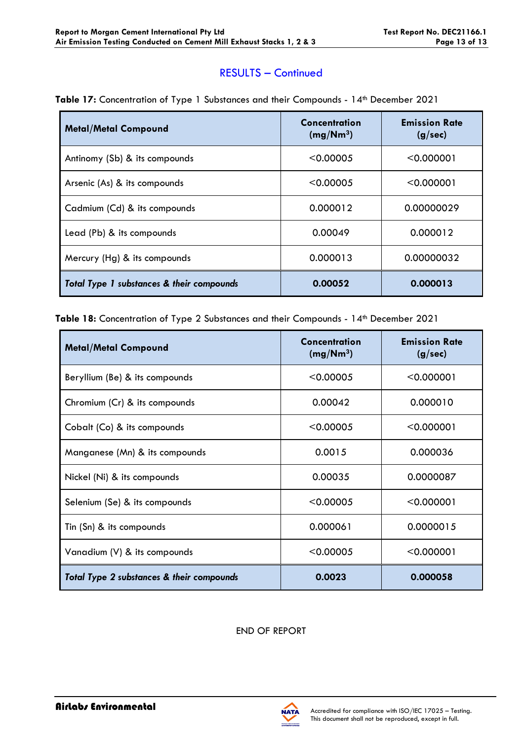## RESULTS – Continued

**Table 17:** Concentration of Type 1 Substances and their Compounds - 14th December 2021

| Metal/Metal Compound | Concentration ($mg/Nm^3$) | Emission Rate (g/sec) |
|---|---|---|
| Antimony (Sb) & its compounds | <0.00005 | <0.000001 |
| Arsenic (As) & its compounds | <0.00005 | <0.000001 |
| Cadmium (Cd) & its compounds | 0.000012 | 0.00000029 |
| Lead (Pb) & its compounds | 0.00049 | 0.000012 |
| Mercury (Hg) & its compounds | 0.000013 | 0.00000032 |
| ***Total Type 1 substances & their compounds*** | **0.00052** | **0.000013** |

**Table 18:** Concentration of Type 2 Substances and their Compounds - 14th December 2021

| Metal/Metal Compound | Concentration ($mg/Nm^3$) | Emission Rate (g/sec) |
|---|---|---|
| Beryllium (Be) & its compounds | <0.00005 | <0.000001 |
| Chromium (Cr) & its compounds | 0.00042 | 0.000010 |
| Cobalt (Co) & its compounds | <0.00005 | <0.000001 |
| Manganese (Mn) & its compounds | 0.0015 | 0.000036 |
| Nickel (Ni) & its compounds | 0.00035 | 0.0000087 |
| Selenium (Se) & its compounds | <0.00005 | <0.000001 |
| Tin (Sn) & its compounds | 0.000061 | 0.0000015 |
| Vanadium (V) & its compounds | <0.00005 | <0.000001 |
| ***Total Type 2 substances & their compounds*** | **0.0023** | **0.000058** |

END OF REPORT